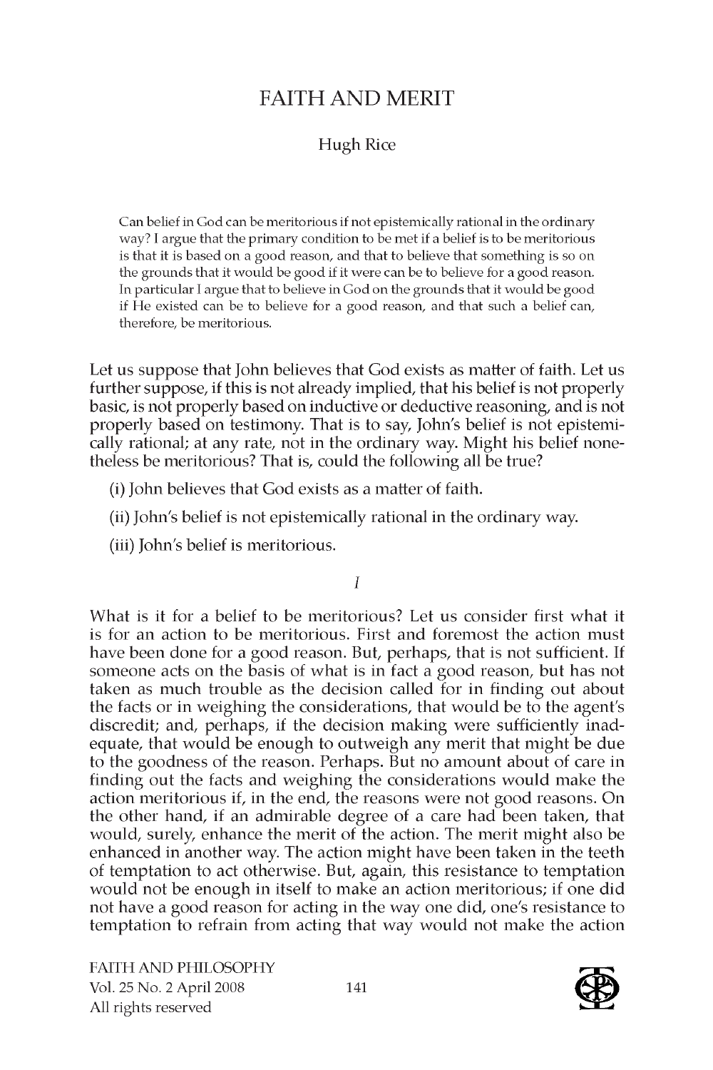# FAITH AND MERIT

Hugh Rice

Can belief in God can be meritorious if not epistemically rational in the ordinary way? I argue that the primary condition to be met if a belief is to be meritorious is that it is based on a good reason, and that to believe that something is so on the grounds that it would be good if it were can be to believe for a good reason. In particular I argue that to believe in God on the grounds that it would be good if He existed can be to believe for a good reason, and that such a belief can, therefore, be meritorious.

Let us suppose that John believes that God exists as matter of faith. Let us further suppose, if this is not already implied, that his belief is not properly basic, is not properly based on inductive or deductive reasoning, and is not properly based on testimony. That is to say, John's belief is not epistemically rational; at any rate, not in the ordinary way. Might his belief nonetheless be meritorious? That is, could the following all be true?

(i) John believes that God exists as a matter of faith.

(ii) John's belief is not epistemically rational in the ordinary way.

(iii) John's belief is meritorious.

## *I*

What is it for a belief to be meritorious? Let us consider first what it is for an action to be meritorious. First and foremost the action must have been done for a good reason. But, perhaps, that is not sufficient. If someone acts on the basis of what is in fact a good reason, but has not taken as much trouble as the decision called for in finding out about the facts or in weighing the considerations, that would be to the agent's discredit; and, perhaps, if the decision making were sufficiently inadequate, that would be enough to outweigh any merit that might be due to the goodness of the reason. Perhaps. But no amount about of care in finding out the facts and weighing the considerations would make the action meritorious if, in the end, the reasons were not good reasons. On the other hand, if an admirable degree of a care had been taken, that would, surely, enhance the merit of the action. The merit might also be enhanced in another way. The action might have been taken in the teeth of temptation to act otherwise. But, again, this resistance to temptation would not be enough in itself to make an action meritorious; if one did not have a good reason for acting in the way one did, one's resistance to temptation to refrain from acting that way would not make the action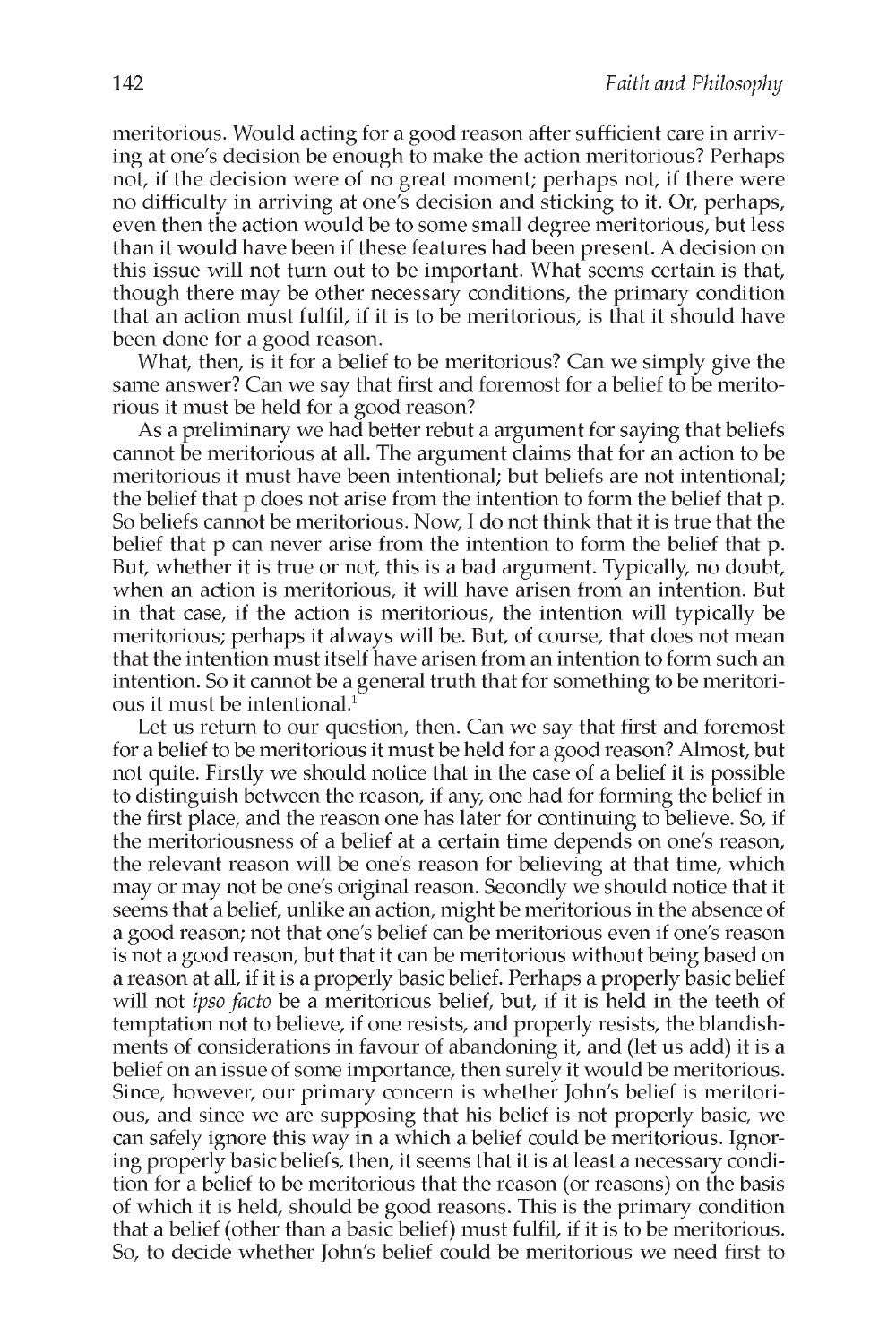meritorious. Would acting for a good reason after sufficient care in arriving at one's decision be enough to make the action meritorious? Perhaps not, if the decision were of no great moment; perhaps not, if there were no difficulty in arriving at one's decision and sticking to it. Or, perhaps, even then the action would be to some small degree meritorious, but less than it would have been if these features had been present. A decision on this issue will not turn out to be important. What seems certain is that, though there may be other necessary conditions, the primary condition that an action must fulfil, if it is to be meritorious, is that it should have been done for a good reason.

What, then, is it for a belief to be meritorious? Can we simply give the same answer? Can we say that first and foremost for a belief to be meritorious it must be held for a good reason?

As a preliminary we had better rebut a argument for saying that beliefs cannot be meritorious at all. The argument claims that for an action to be meritorious it must have been intentional; but beliefs are not intentional; the belief that p does not arise from the intention to form the belief that p. So beliefs cannot be meritorious. Now, I do not think that it is true that the belief that p can never arise from the intention to form the belief that p. But, whether it is true or not, this is a bad argument. Typically, no doubt, when an action is meritorious, it will have arisen from an intention. But in that case, if the action is meritorious, the intention will typically be meritorious; perhaps it always will be. But, of course, that does not mean that the intention must itself have arisen from an intention to form such an intention. So it cannot be a general truth that for something to be meritorious it must be intentional.[1]

Let us return to our question, then. Can we say that first and foremost for a belief to be meritorious it must be held for a good reason? Almost, but not quite. Firstly we should notice that in the case of a belief it is possible to distinguish between the reason, if any, one had for forming the belief in the first place, and the reason one has later for continuing to believe. So, if the meritoriousness of a belief at a certain time depends on one's reason, the relevant reason will be one's reason for believing at that time, which may or may not be one's original reason. Secondly we should notice that it seems that a belief, unlike an action, might be meritorious in the absence of a good reason; not that one's belief can be meritorious even if one's reason is not a good reason, but that it can be meritorious without being based on a reason at all, if it is a properly basic belief. Perhaps a properly basic belief will not *ipso facto* be a meritorious belief, but, if it is held in the teeth of temptation not to believe, if one resists, and properly resists, the blandishments of considerations in favour of abandoning it, and (let us add) it is a belief on an issue of some importance, then surely it would be meritorious. Since, however, our primary concern is whether John's belief is meritorious, and since we are supposing that his belief is not properly basic, we can safely ignore this way in a which a belief could be meritorious. Ignoring properly basic beliefs, then, it seems that it is at least a necessary condition for a belief to be meritorious that the reason (or reasons) on the basis of which it is held, should be good reasons. This is the primary condition that a belief (other than a basic belief) must fulfil, if it is to be meritorious. So, to decide whether John's belief could be meritorious we need first to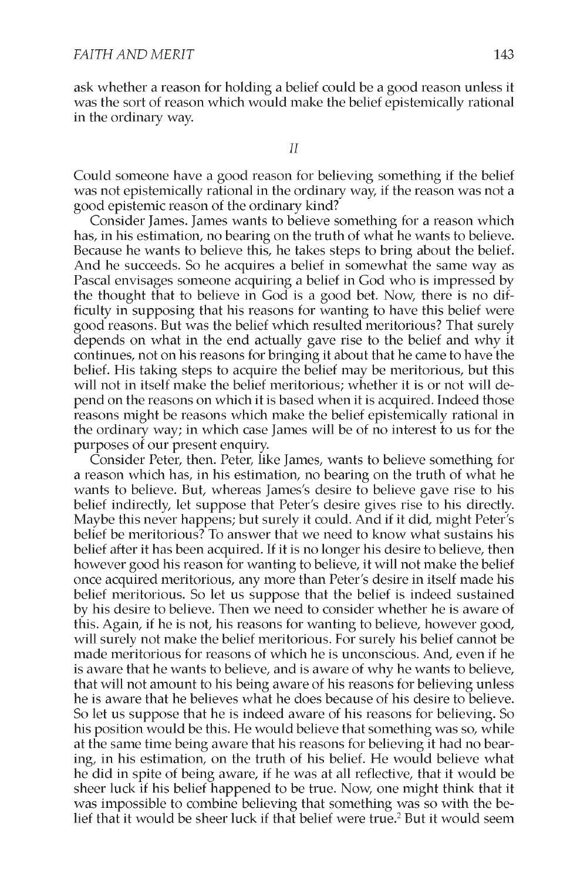ask whether a reason for holding a belief could be a good reason unless it was the sort of reason which would make the belief epistemically rational in the ordinary way.

## *II*

Could someone have a good reason for believing something if the belief was not epistemically rational in the ordinary way, if the reason was not a good epistemic reason of the ordinary kind?

Consider James. James wants to believe something for a reason which has, in his estimation, no bearing on the truth of what he wants to believe. Because he wants to believe this, he takes steps to bring about the belief. And he succeeds. So he acquires a belief in somewhat the same way as Pascal envisages someone acquiring a belief in God who is impressed by the thought that to believe in God is a good bet. Now, there is no difficulty in supposing that his reasons for wanting to have this belief were good reasons. But was the belief which resulted meritorious? That surely depends on what in the end actually gave rise to the belief and why it continues, not on his reasons for bringing it about that he came to have the belief. His taking steps to acquire the belief may be meritorious, but this will not in itself make the belief meritorious; whether it is or not will depend on the reasons on which it is based when it is acquired. Indeed those reasons might be reasons which make the belief epistemically rational in the ordinary way; in which case James will be of no interest to us for the purposes of our present enquiry.

Consider Peter, then. Peter, like James, wants to believe something for a reason which has, in his estimation, no bearing on the truth of what he wants to believe. But, whereas James's desire to believe gave rise to his belief indirectly, let suppose that Peter's desire gives rise to his directly. Maybe this never happens; but surely it could. And if it did, might Peter's belief be meritorious? To answer that we need to know what sustains his belief after it has been acquired. If it is no longer his desire to believe, then however good his reason for wanting to believe, it will not make the belief once acquired meritorious, any more than Peter's desire in itself made his belief meritorious. So let us suppose that the belief is indeed sustained by his desire to believe. Then we need to consider whether he is aware of this. Again, if he is not, his reasons for wanting to believe, however good, will surely not make the belief meritorious. For surely his belief cannot be made meritorious for reasons of which he is unconscious. And, even if he is aware that he wants to believe, and is aware of why he wants to believe, that will not amount to his being aware of his reasons for believing unless he is aware that he believes what he does because of his desire to believe. So let us suppose that he is indeed aware of his reasons for believing. So his position would be this. He would believe that something was so, while at the same time being aware that his reasons for believing it had no bearing, in his estimation, on the truth of his belief. He would believe what he did in spite of being aware, if he was at all reflective, that it would be sheer luck if his belief happened to be true. Now, one might think that it was impossible to combine believing that something was so with the belief that it would be sheer luck if that belief were true.[2] But it would seem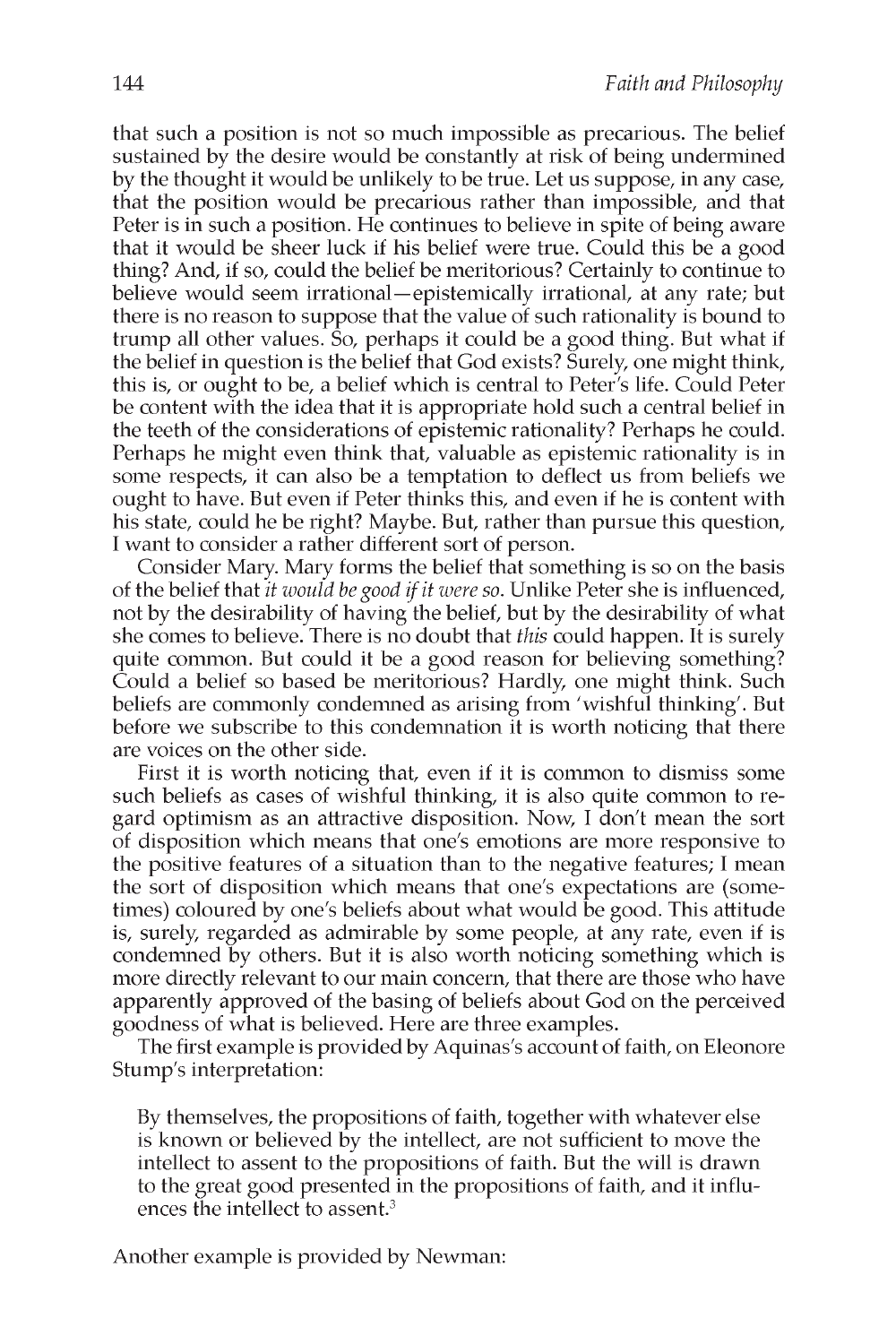that such a position is not so much impossible as precarious. The belief sustained by the desire would be constantly at risk of being undermined by the thought it would be unlikely to be true. Let us suppose, in any case, that the position would be precarious rather than impossible, and that Peter is in such a position. He continues to believe in spite of being aware that it would be sheer luck if his belief were true. Could this be a good thing? And, if so, could the belief be meritorious? Certainly to continue to believe would seem irrational—epistemically irrational, at any rate; but there is no reason to suppose that the value of such rationality is bound to trump all other values. So, perhaps it could be a good thing. But what if the belief in question is the belief that God exists? Surely, one might think, this is, or ought to be, a belief which is central to Peter's life. Could Peter be content with the idea that it is appropriate hold such a central belief in the teeth of the considerations of epistemic rationality? Perhaps he could. Perhaps he might even think that, valuable as epistemic rationality is in some respects, it can also be a temptation to deflect us from beliefs we ought to have. But even if Peter thinks this, and even if he is content with his state, could he be right? Maybe. But, rather than pursue this question, I want to consider a rather different sort of person.

Consider Mary. Mary forms the belief that something is so on the basis of the belief that *it would be good if it were so*. Unlike Peter she is influenced, not by the desirability of having the belief, but by the desirability of what she comes to believe. There is no doubt that *this* could happen. It is surely quite common. But could it be a good reason for believing something? Could a belief so based be meritorious? Hardly, one might think. Such beliefs are commonly condemned as arising from 'wishful thinking'. But before we subscribe to this condemnation it is worth noticing that there are voices on the other side.

First it is worth noticing that, even if it is common to dismiss some such beliefs as cases of wishful thinking, it is also quite common to regard optimism as an attractive disposition. Now, I don't mean the sort of disposition which means that one's emotions are more responsive to the positive features of a situation than to the negative features; I mean the sort of disposition which means that one's expectations are (sometimes) coloured by one's beliefs about what would be good. This attitude is, surely, regarded as admirable by some people, at any rate, even if is condemned by others. But it is also worth noticing something which is more directly relevant to our main concern, that there are those who have apparently approved of the basing of beliefs about God on the perceived goodness of what is believed. Here are three examples.

The first example is provided by Aquinas's account of faith, on Eleonore Stump's interpretation:

> By themselves, the propositions of faith, together with whatever else is known or believed by the intellect, are not sufficient to move the intellect to assent to the propositions of faith. But the will is drawn to the great good presented in the propositions of faith, and it influences the intellect to assent.[3]

Another example is provided by Newman: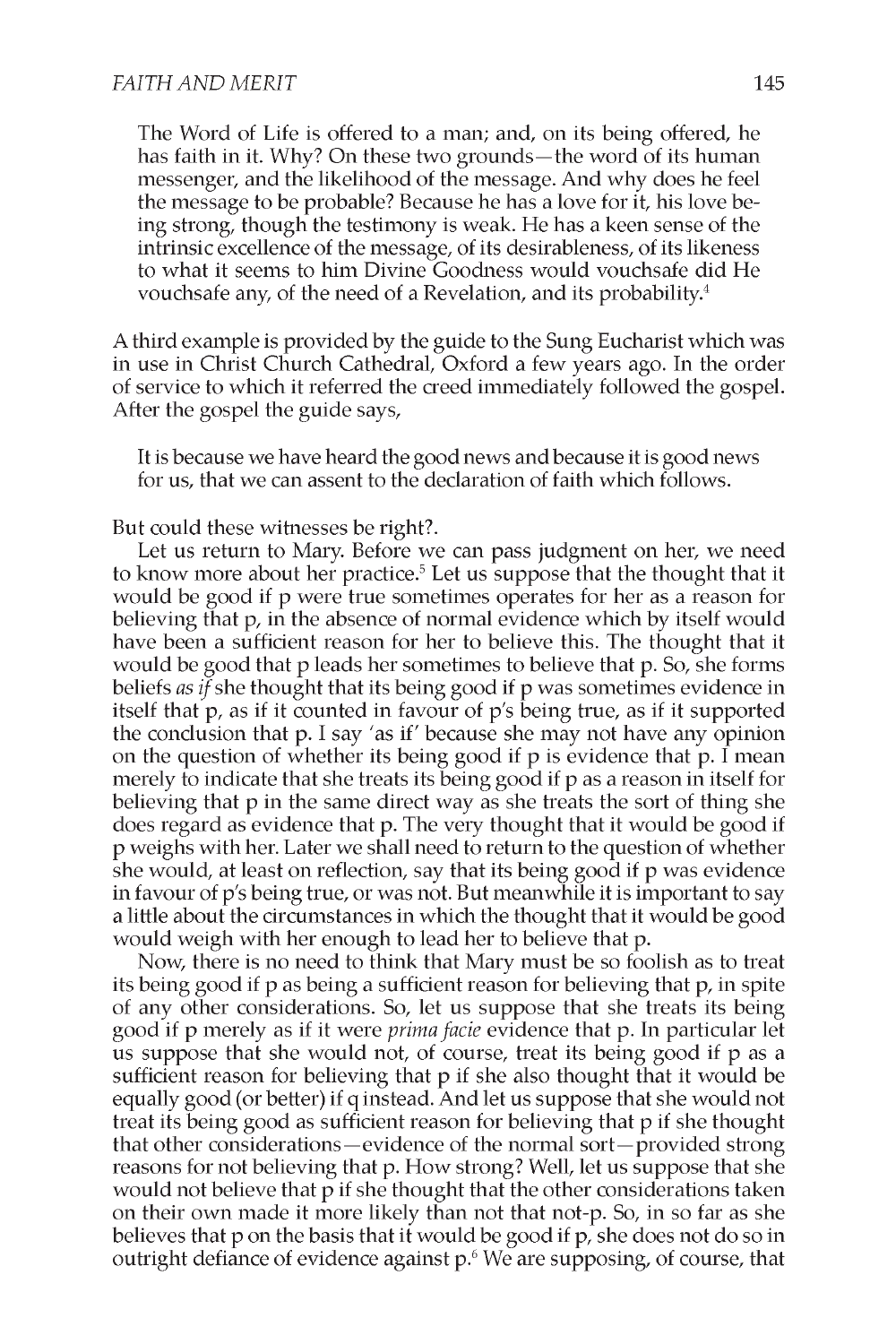> The Word of Life is offered to a man; and, on its being offered, he has faith in it. Why? On these two grounds—the word of its human messenger, and the likelihood of the message. And why does he feel the message to be probable? Because he has a love for it, his love being strong, though the testimony is weak. He has a keen sense of the intrinsic excellence of the message, of its desirableness, of its likeness to what it seems to him Divine Goodness would vouchsafe did He vouchsafe any, of the need of a Revelation, and its probability.[4]

A third example is provided by the guide to the Sung Eucharist which was in use in Christ Church Cathedral, Oxford a few years ago. In the order of service to which it referred the creed immediately followed the gospel. After the gospel the guide says,

> It is because we have heard the good news and because it is good news for us, that we can assent to the declaration of faith which follows.

But could these witnesses be right?.

Let us return to Mary. Before we can pass judgment on her, we need to know more about her practice.[5] Let us suppose that the thought that it would be good if p were true sometimes operates for her as a reason for believing that p, in the absence of normal evidence which by itself would have been a sufficient reason for her to believe this. The thought that it would be good that p leads her sometimes to believe that p. So, she forms beliefs *as if* she thought that its being good if p was sometimes evidence in itself that p, as if it counted in favour of p's being true, as if it supported the conclusion that p. I say 'as if' because she may not have any opinion on the question of whether its being good if p is evidence that p. I mean merely to indicate that she treats its being good if p as a reason in itself for believing that p in the same direct way as she treats the sort of thing she does regard as evidence that p. The very thought that it would be good if p weighs with her. Later we shall need to return to the question of whether she would, at least on reflection, say that its being good if p was evidence in favour of p's being true, or was not. But meanwhile it is important to say a little about the circumstances in which the thought that it would be good would weigh with her enough to lead her to believe that p.

Now, there is no need to think that Mary must be so foolish as to treat its being good if p as being a sufficient reason for believing that p, in spite of any other considerations. So, let us suppose that she treats its being good if p merely as if it were *prima facie* evidence that p. In particular let us suppose that she would not, of course, treat its being good if p as a sufficient reason for believing that p if she also thought that it would be equally good (or better) if q instead. And let us suppose that she would not treat its being good as sufficient reason for believing that p if she thought that other considerations—evidence of the normal sort—provided strong reasons for not believing that p. How strong? Well, let us suppose that she would not believe that p if she thought that the other considerations taken on their own made it more likely than not that not-p. So, in so far as she believes that p on the basis that it would be good if p, she does not do so in outright defiance of evidence against p.[6] We are supposing, of course, that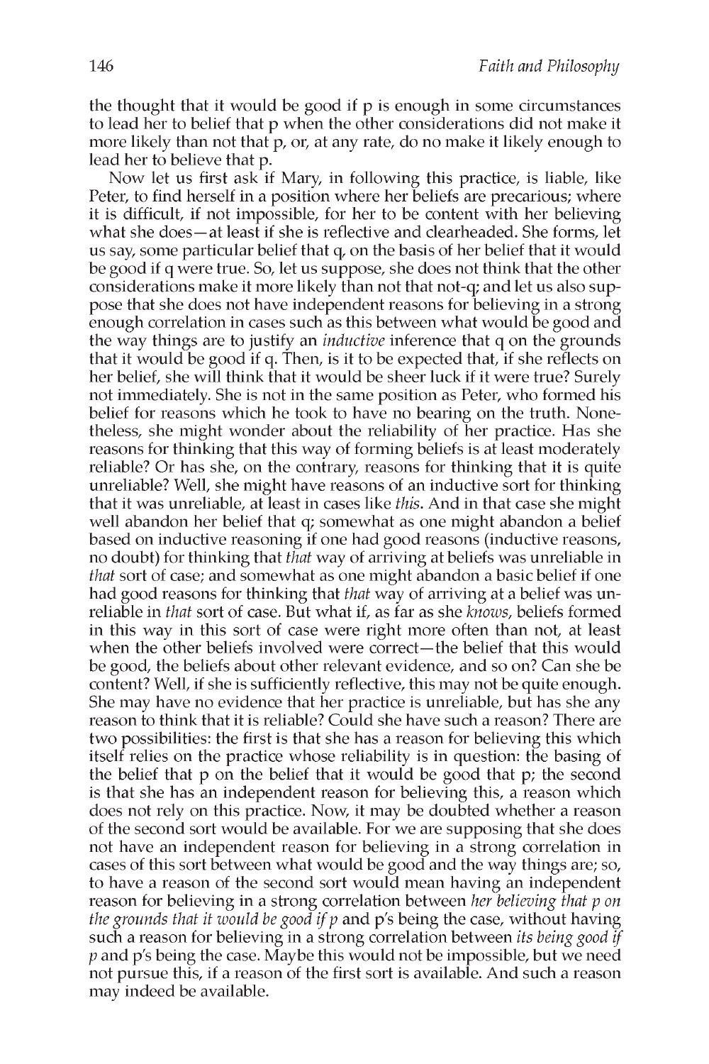the thought that it would be good if p is enough in some circumstances to lead her to belief that p when the other considerations did not make it more likely than not that p, or, at any rate, do no make it likely enough to lead her to believe that p.

Now let us first ask if Mary, in following this practice, is liable, like Peter, to find herself in a position where her beliefs are precarious; where it is difficult, if not impossible, for her to be content with her believing what she does—at least if she is reflective and clearheaded. She forms, let us say, some particular belief that q, on the basis of her belief that it would be good if q were true. So, let us suppose, she does not think that the other considerations make it more likely than not that not-q; and let us also suppose that she does not have independent reasons for believing in a strong enough correlation in cases such as this between what would be good and the way things are to justify an *inductive* inference that q on the grounds that it would be good if q. Then, is it to be expected that, if she reflects on her belief, she will think that it would be sheer luck if it were true? Surely not immediately. She is not in the same position as Peter, who formed his belief for reasons which he took to have no bearing on the truth. Nonetheless, she might wonder about the reliability of her practice. Has she reasons for thinking that this way of forming beliefs is at least moderately reliable? Or has she, on the contrary, reasons for thinking that it is quite unreliable? Well, she might have reasons of an inductive sort for thinking that it was unreliable, at least in cases like *this*. And in that case she might well abandon her belief that q; somewhat as one might abandon a belief based on inductive reasoning if one had good reasons (inductive reasons, no doubt) for thinking that *that* way of arriving at beliefs was unreliable in *that* sort of case; and somewhat as one might abandon a basic belief if one had good reasons for thinking that *that* way of arriving at a belief was unreliable in *that* sort of case. But what if, as far as she *knows*, beliefs formed in this way in this sort of case were right more often than not, at least when the other beliefs involved were correct—the belief that this would be good, the beliefs about other relevant evidence, and so on? Can she be content? Well, if she is sufficiently reflective, this may not be quite enough. She may have no evidence that her practice is unreliable, but has she any reason to think that it is reliable? Could she have such a reason? There are two possibilities: the first is that she has a reason for believing this which itself relies on the practice whose reliability is in question: the basing of the belief that p on the belief that it would be good that p; the second is that she has an independent reason for believing this, a reason which does not rely on this practice. Now, it may be doubted whether a reason of the second sort would be available. For we are supposing that she does not have an independent reason for believing in a strong correlation in cases of this sort between what would be good and the way things are; so, to have a reason of the second sort would mean having an independent reason for believing in a strong correlation between *her believing that p on the grounds that it would be good if p* and p's being the case, without having such a reason for believing in a strong correlation between *its being good if p* and p's being the case. Maybe this would not be impossible, but we need not pursue this, if a reason of the first sort is available. And such a reason may indeed be available.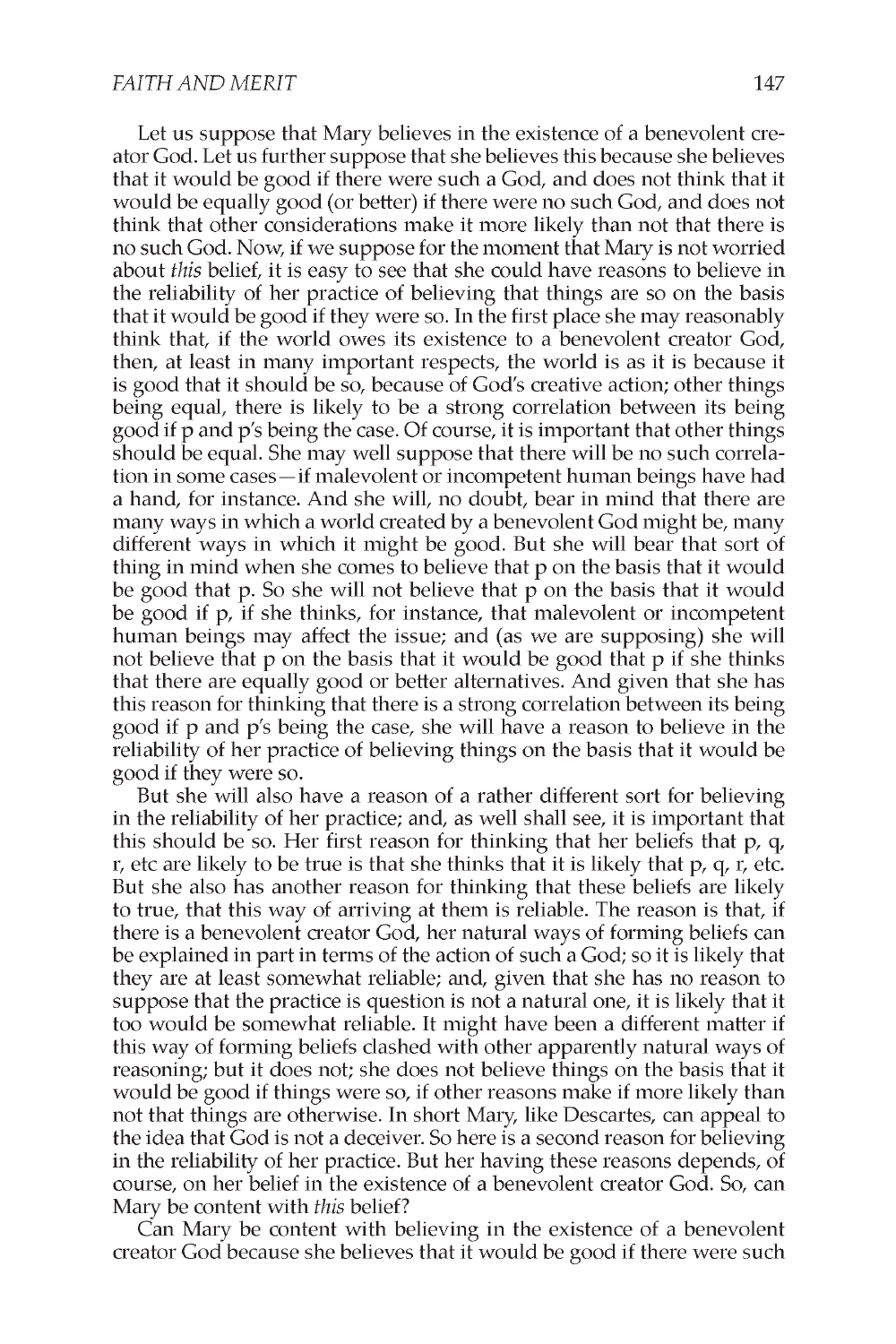Let us suppose that Mary believes in the existence of a benevolent creator God. Let us further suppose that she believes this because she believes that it would be good if there were such a God, and does not think that it would be equally good (or better) if there were no such God, and does not think that other considerations make it more likely than not that there is no such God. Now, if we suppose for the moment that Mary is not worried about *this* belief, it is easy to see that she could have reasons to believe in the reliability of her practice of believing that things are so on the basis that it would be good if they were so. In the first place she may reasonably think that, if the world owes its existence to a benevolent creator God, then, at least in many important respects, the world is as it is because it is good that it should be so, because of God's creative action; other things being equal, there is likely to be a strong correlation between its being good if p and p's being the case. Of course, it is important that other things should be equal. She may well suppose that there will be no such correlation in some cases—if malevolent or incompetent human beings have had a hand, for instance. And she will, no doubt, bear in mind that there are many ways in which a world created by a benevolent God might be, many different ways in which it might be good. But she will bear that sort of thing in mind when she comes to believe that p on the basis that it would be good that p. So she will not believe that p on the basis that it would be good if p, if she thinks, for instance, that malevolent or incompetent human beings may affect the issue; and (as we are supposing) she will not believe that p on the basis that it would be good that p if she thinks that there are equally good or better alternatives. And given that she has this reason for thinking that there is a strong correlation between its being good if p and p's being the case, she will have a reason to believe in the reliability of her practice of believing things on the basis that it would be good if they were so.

But she will also have a reason of a rather different sort for believing in the reliability of her practice; and, as well shall see, it is important that this should be so. Her first reason for thinking that her beliefs that p, q, r, etc are likely to be true is that she thinks that it is likely that p, q, r, etc. But she also has another reason for thinking that these beliefs are likely to true, that this way of arriving at them is reliable. The reason is that, if there is a benevolent creator God, her natural ways of forming beliefs can be explained in part in terms of the action of such a God; so it is likely that they are at least somewhat reliable; and, given that she has no reason to suppose that the practice is question is not a natural one, it is likely that it too would be somewhat reliable. It might have been a different matter if this way of forming beliefs clashed with other apparently natural ways of reasoning; but it does not; she does not believe things on the basis that it would be good if things were so, if other reasons make if more likely than not that things are otherwise. In short Mary, like Descartes, can appeal to the idea that God is not a deceiver. So here is a second reason for believing in the reliability of her practice. But her having these reasons depends, of course, on her belief in the existence of a benevolent creator God. So, can Mary be content with *this* belief?

Can Mary be content with believing in the existence of a benevolent creator God because she believes that it would be good if there were such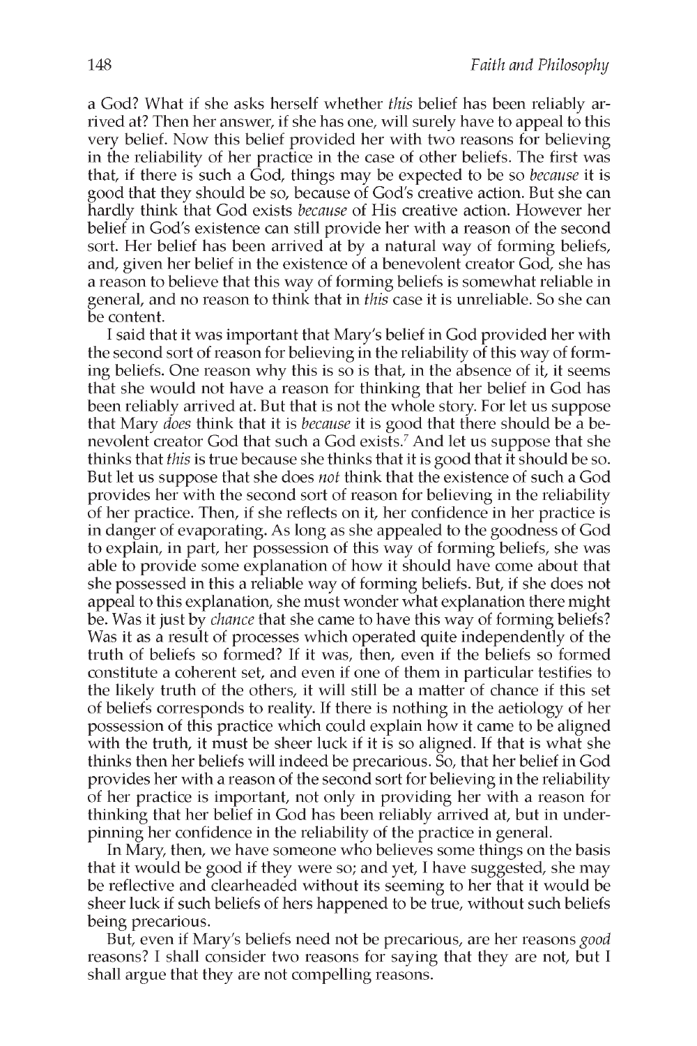a God? What if she asks herself whether *this* belief has been reliably arrived at? Then her answer, if she has one, will surely have to appeal to this very belief. Now this belief provided her with two reasons for believing in the reliability of her practice in the case of other beliefs. The first was that, if there is such a God, things may be expected to be so *because* it is good that they should be so, because of God's creative action. But she can hardly think that God exists *because* of His creative action. However her belief in God's existence can still provide her with a reason of the second sort. Her belief has been arrived at by a natural way of forming beliefs, and, given her belief in the existence of a benevolent creator God, she has a reason to believe that this way of forming beliefs is somewhat reliable in general, and no reason to think that in *this* case it is unreliable. So she can be content.

I said that it was important that Mary's belief in God provided her with the second sort of reason for believing in the reliability of this way of forming beliefs. One reason why this is so is that, in the absence of it, it seems that she would not have a reason for thinking that her belief in God has been reliably arrived at. But that is not the whole story. For let us suppose that Mary *does* think that it is *because* it is good that there should be a benevolent creator God that such a God exists.[7] And let us suppose that she thinks that *this* is true because she thinks that it is good that it should be so. But let us suppose that she does *not* think that the existence of such a God provides her with the second sort of reason for believing in the reliability of her practice. Then, if she reflects on it, her confidence in her practice is in danger of evaporating. As long as she appealed to the goodness of God to explain, in part, her possession of this way of forming beliefs, she was able to provide some explanation of how it should have come about that she possessed in this a reliable way of forming beliefs. But, if she does not appeal to this explanation, she must wonder what explanation there might be. Was it just by *chance* that she came to have this way of forming beliefs? Was it as a result of processes which operated quite independently of the truth of beliefs so formed? If it was, then, even if the beliefs so formed constitute a coherent set, and even if one of them in particular testifies to the likely truth of the others, it will still be a matter of chance if this set of beliefs corresponds to reality. If there is nothing in the aetiology of her possession of this practice which could explain how it came to be aligned with the truth, it must be sheer luck if it is so aligned. If that is what she thinks then her beliefs will indeed be precarious. So, that her belief in God provides her with a reason of the second sort for believing in the reliability of her practice is important, not only in providing her with a reason for thinking that her belief in God has been reliably arrived at, but in underpinning her confidence in the reliability of the practice in general.

In Mary, then, we have someone who believes some things on the basis that it would be good if they were so; and yet, I have suggested, she may be reflective and clearheaded without its seeming to her that it would be sheer luck if such beliefs of hers happened to be true, without such beliefs being precarious.

But, even if Mary's beliefs need not be precarious, are her reasons *good* reasons? I shall consider two reasons for saying that they are not, but I shall argue that they are not compelling reasons.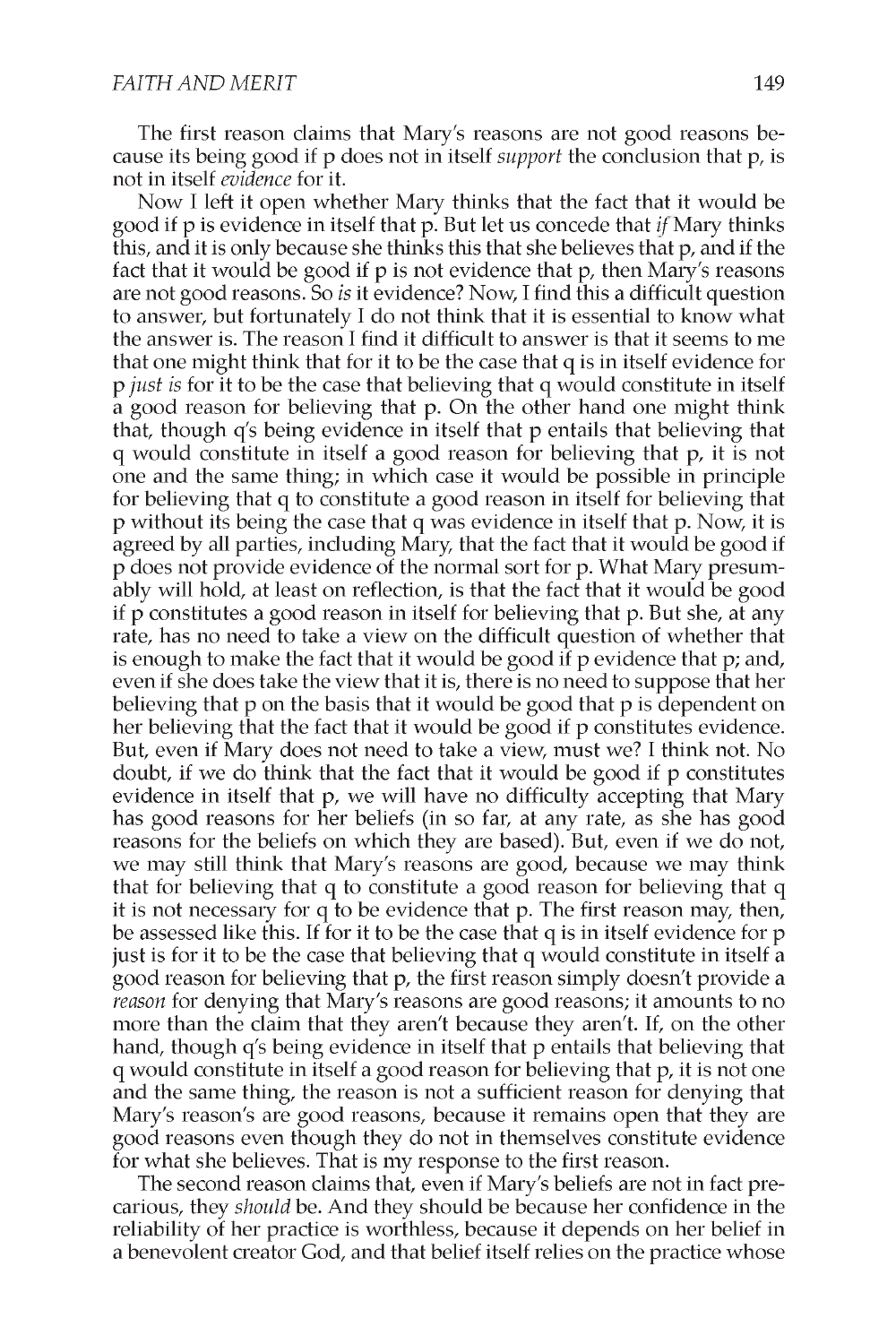The first reason claims that Mary's reasons are not good reasons because its being good if p does not in itself *support* the conclusion that p, is not in itself *evidence* for it.

Now I left it open whether Mary thinks that the fact that it would be good if p is evidence in itself that p. But let us concede that *if* Mary thinks this, and it is only because she thinks this that she believes that p, and if the fact that it would be good if p is not evidence that p, then Mary's reasons are not good reasons. So *is* it evidence? Now, I find this a difficult question to answer, but fortunately I do not think that it is essential to know what the answer is. The reason I find it difficult to answer is that it seems to me that one might think that for it to be the case that q is in itself evidence for p *just is* for it to be the case that believing that q would constitute in itself a good reason for believing that p. On the other hand one might think that, though q's being evidence in itself that p entails that believing that q would constitute in itself a good reason for believing that p, it is not one and the same thing; in which case it would be possible in principle for believing that q to constitute a good reason in itself for believing that p without its being the case that q was evidence in itself that p. Now, it is agreed by all parties, including Mary, that the fact that it would be good if p does not provide evidence of the normal sort for p. What Mary presumably will hold, at least on reflection, is that the fact that it would be good if p constitutes a good reason in itself for believing that p. But she, at any rate, has no need to take a view on the difficult question of whether that is enough to make the fact that it would be good if p evidence that p; and, even if she does take the view that it is, there is no need to suppose that her believing that p on the basis that it would be good that p is dependent on her believing that the fact that it would be good if p constitutes evidence. But, even if Mary does not need to take a view, must we? I think not. No doubt, if we do think that the fact that it would be good if p constitutes evidence in itself that p, we will have no difficulty accepting that Mary has good reasons for her beliefs (in so far, at any rate, as she has good reasons for the beliefs on which they are based). But, even if we do not, we may still think that Mary's reasons are good, because we may think that for believing that q to constitute a good reason for believing that q it is not necessary for q to be evidence that p. The first reason may, then, be assessed like this. If for it to be the case that q is in itself evidence for p just is for it to be the case that believing that q would constitute in itself a good reason for believing that p, the first reason simply doesn't provide a *reason* for denying that Mary's reasons are good reasons; it amounts to no more than the claim that they aren't because they aren't. If, on the other hand, though q's being evidence in itself that p entails that believing that q would constitute in itself a good reason for believing that p, it is not one and the same thing, the reason is not a sufficient reason for denying that Mary's reason's are good reasons, because it remains open that they are good reasons even though they do not in themselves constitute evidence for what she believes. That is my response to the first reason.

The second reason claims that, even if Mary's beliefs are not in fact precarious, they *should* be. And they should be because her confidence in the reliability of her practice is worthless, because it depends on her belief in a benevolent creator God, and that belief itself relies on the practice whose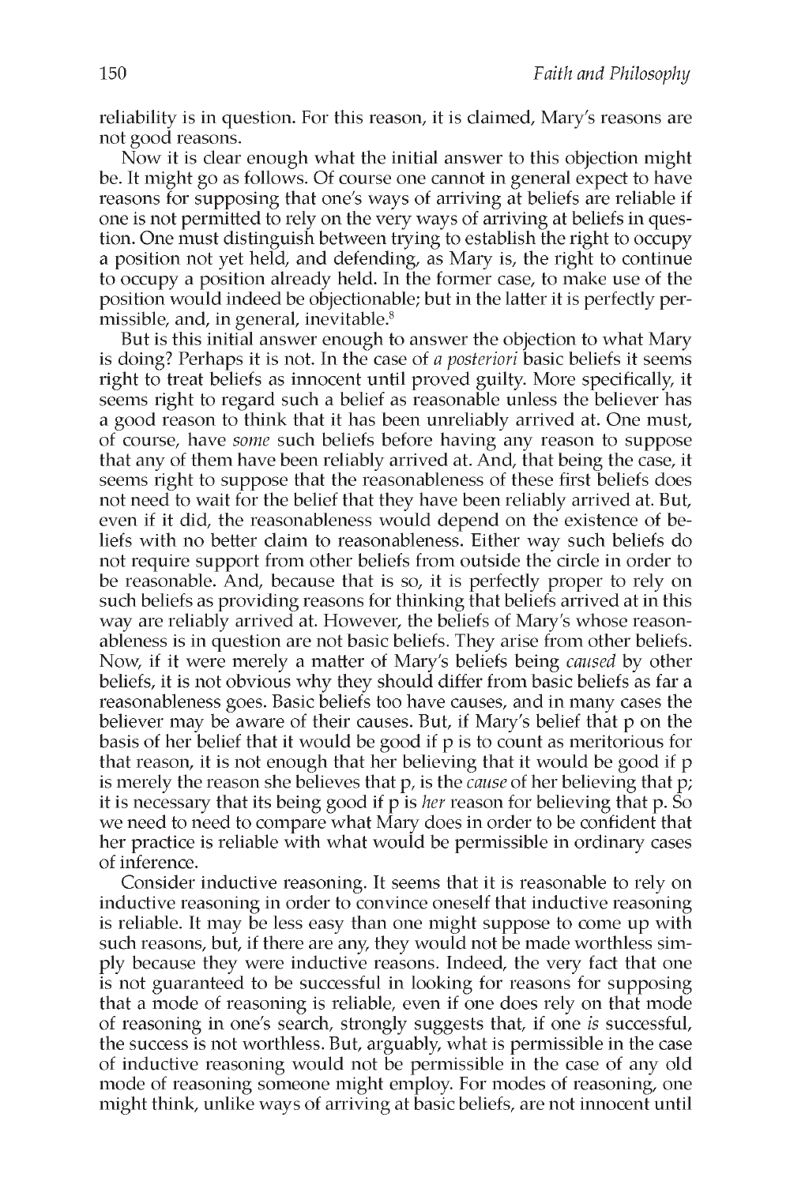reliability is in question. For this reason, it is claimed, Mary's reasons are not good reasons.

Now it is clear enough what the initial answer to this objection might be. It might go as follows. Of course one cannot in general expect to have reasons for supposing that one's ways of arriving at beliefs are reliable if one is not permitted to rely on the very ways of arriving at beliefs in question. One must distinguish between trying to establish the right to occupy a position not yet held, and defending, as Mary is, the right to continue to occupy a position already held. In the former case, to make use of the position would indeed be objectionable; but in the latter it is perfectly permissible, and, in general, inevitable.[8]

But is this initial answer enough to answer the objection to what Mary is doing? Perhaps it is not. In the case of *a posteriori* basic beliefs it seems right to treat beliefs as innocent until proved guilty. More specifically, it seems right to regard such a belief as reasonable unless the believer has a good reason to think that it has been unreliably arrived at. One must, of course, have *some* such beliefs before having any reason to suppose that any of them have been reliably arrived at. And, that being the case, it seems right to suppose that the reasonableness of these first beliefs does not need to wait for the belief that they have been reliably arrived at. But, even if it did, the reasonableness would depend on the existence of beliefs with no better claim to reasonableness. Either way such beliefs do not require support from other beliefs from outside the circle in order to be reasonable. And, because that is so, it is perfectly proper to rely on such beliefs as providing reasons for thinking that beliefs arrived at in this way are reliably arrived at. However, the beliefs of Mary's whose reasonableness is in question are not basic beliefs. They arise from other beliefs. Now, if it were merely a matter of Mary's beliefs being *caused* by other beliefs, it is not obvious why they should differ from basic beliefs as far a reasonableness goes. Basic beliefs too have causes, and in many cases the believer may be aware of their causes. But, if Mary's belief that p on the basis of her belief that it would be good if p is to count as meritorious for that reason, it is not enough that her believing that it would be good if p is merely the reason she believes that p, is the *cause* of her believing that p; it is necessary that its being good if p is *her* reason for believing that p. So we need to need to compare what Mary does in order to be confident that her practice is reliable with what would be permissible in ordinary cases of inference.

Consider inductive reasoning. It seems that it is reasonable to rely on inductive reasoning in order to convince oneself that inductive reasoning is reliable. It may be less easy than one might suppose to come up with such reasons, but, if there are any, they would not be made worthless simply because they were inductive reasons. Indeed, the very fact that one is not guaranteed to be successful in looking for reasons for supposing that a mode of reasoning is reliable, even if one does rely on that mode of reasoning in one's search, strongly suggests that, if one *is* successful, the success is not worthless. But, arguably, what is permissible in the case of inductive reasoning would not be permissible in the case of any old mode of reasoning someone might employ. For modes of reasoning, one might think, unlike ways of arriving at basic beliefs, are not innocent until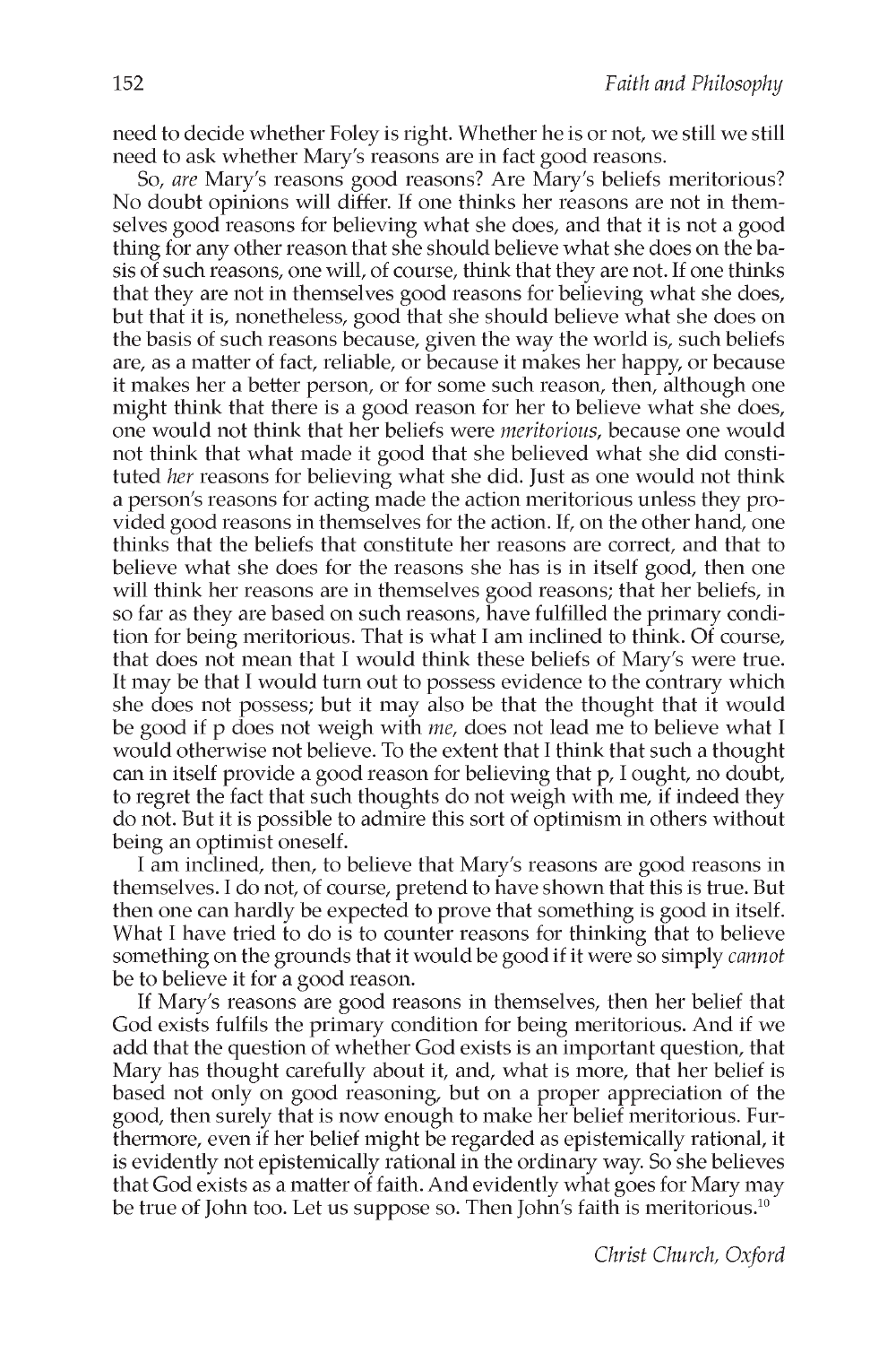need to decide whether Foley is right. Whether he is or not, we still we still need to ask whether Mary's reasons are in fact good reasons.

So, *are* Mary's reasons good reasons? Are Mary's beliefs meritorious? No doubt opinions will differ. If one thinks her reasons are not in themselves good reasons for believing what she does, and that it is not a good thing for any other reason that she should believe what she does on the basis of such reasons, one will, of course, think that they are not. If one thinks that they are not in themselves good reasons for believing what she does, but that it is, nonetheless, good that she should believe what she does on the basis of such reasons because, given the way the world is, such beliefs are, as a matter of fact, reliable, or because it makes her happy, or because it makes her a better person, or for some such reason, then, although one might think that there is a good reason for her to believe what she does, one would not think that her beliefs were *meritorious*, because one would not think that what made it good that she believed what she did constituted *her* reasons for believing what she did. Just as one would not think a person's reasons for acting made the action meritorious unless they provided good reasons in themselves for the action. If, on the other hand, one thinks that the beliefs that constitute her reasons are correct, and that to believe what she does for the reasons she has is in itself good, then one will think her reasons are in themselves good reasons; that her beliefs, in so far as they are based on such reasons, have fulfilled the primary condition for being meritorious. That is what I am inclined to think. Of course, that does not mean that I would think these beliefs of Mary's were true. It may be that I would turn out to possess evidence to the contrary which she does not possess; but it may also be that the thought that it would be good if p does not weigh with *me*, does not lead me to believe what I would otherwise not believe. To the extent that I think that such a thought can in itself provide a good reason for believing that p, I ought, no doubt, to regret the fact that such thoughts do not weigh with me, if indeed they do not. But it is possible to admire this sort of optimism in others without being an optimist oneself.

I am inclined, then, to believe that Mary's reasons are good reasons in themselves. I do not, of course, pretend to have shown that this is true. But then one can hardly be expected to prove that something is good in itself. What I have tried to do is to counter reasons for thinking that to believe something on the grounds that it would be good if it were so simply *cannot* be to believe it for a good reason.

If Mary's reasons are good reasons in themselves, then her belief that God exists fulfils the primary condition for being meritorious. And if we add that the question of whether God exists is an important question, that Mary has thought carefully about it, and, what is more, that her belief is based not only on good reasoning, but on a proper appreciation of the good, then surely that is now enough to make her belief meritorious. Furthermore, even if her belief might be regarded as epistemically rational, it is evidently not epistemically rational in the ordinary way. So she believes that God exists as a matter of faith. And evidently what goes for Mary may be true of John too. Let us suppose so. Then John's faith is meritorious.[10]

*Christ Church, Oxford*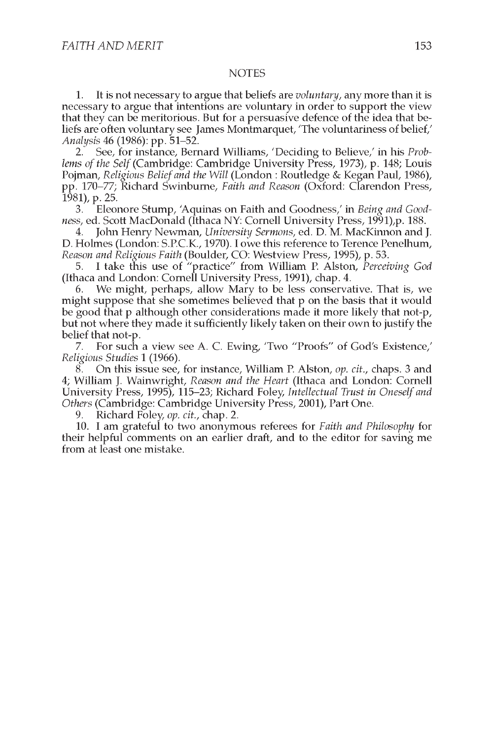## NOTES

1. It is not necessary to argue that beliefs are *voluntary*, any more than it is necessary to argue that intentions are voluntary in order to support the view that they can be meritorious. But for a persuasive defence of the idea that beliefs are often voluntary see James Montmarquet, 'The voluntariness of belief,' *Analysis* 46 (1986): pp. 51–52.

2. See, for instance, Bernard Williams, 'Deciding to Believe,' in his *Problems of the Self* (Cambridge: Cambridge University Press, 1973), p. 148; Louis Pojman, *Religious Belief and the Will* (London : Routledge & Kegan Paul, 1986), pp. 170–77; Richard Swinburne, *Faith and Reason* (Oxford: Clarendon Press, 1981), p. 25.

3. Eleonore Stump, 'Aquinas on Faith and Goodness,' in *Being and Goodness*, ed. Scott MacDonald (Ithaca NY: Cornell University Press, 1991),p. 188.

4. John Henry Newman, *University Sermons*, ed. D. M. MacKinnon and J. D. Holmes (London: S.P.C.K., 1970). I owe this reference to Terence Penelhum, *Reason and Religious Faith* (Boulder, CO: Westview Press, 1995), p. 53.

5. I take this use of "practice" from William P. Alston, *Perceiving God* (Ithaca and London: Cornell University Press, 1991), chap. 4.

6. We might, perhaps, allow Mary to be less conservative. That is, we might suppose that she sometimes believed that p on the basis that it would be good that p although other considerations made it more likely that not-p, but not where they made it sufficiently likely taken on their own to justify the belief that not-p.

7. For such a view see A. C. Ewing, 'Two "Proofs" of God's Existence,' *Religious Studies* 1 (1966).

8. On this issue see, for instance, William P. Alston, *op. cit.*, chaps. 3 and 4; William J. Wainwright, *Reason and the Heart* (Ithaca and London: Cornell University Press, 1995), 115–23; Richard Foley, *Intellectual Trust in Oneself and Others* (Cambridge: Cambridge University Press, 2001), Part One.

9. Richard Foley, *op. cit.*, chap. 2.

10. I am grateful to two anonymous referees for *Faith and Philosophy* for their helpful comments on an earlier draft, and to the editor for saving me from at least one mistake.